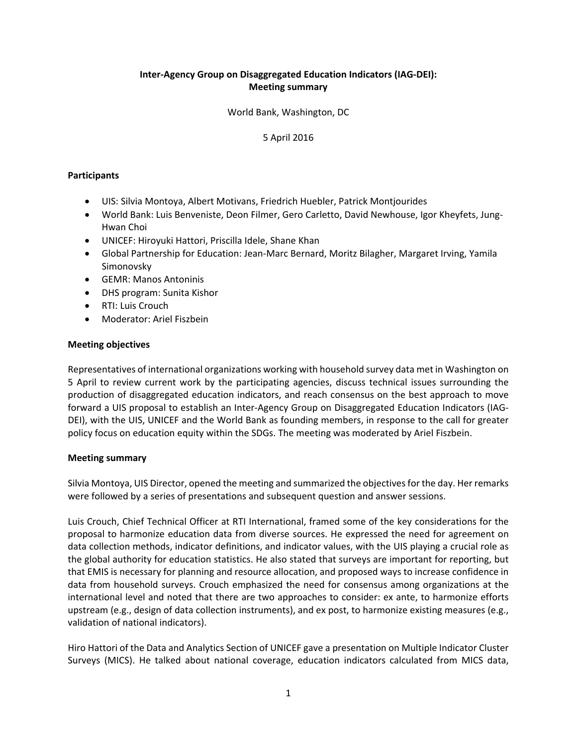# Inter-Agency Group on Disaggregated Education Indicators (IAG-DEI): Meeting summary

World Bank, Washington, DC

5 April 2016

## Participants

- UIS: Silvia Montoya, Albert Motivans, Friedrich Huebler, Patrick Montjourides
- World Bank: Luis Benveniste, Deon Filmer, Gero Carletto, David Newhouse, Igor Kheyfets, Jung-Hwan Choi
- UNICEF: Hiroyuki Hattori, Priscilla Idele, Shane Khan
- Global Partnership for Education: Jean-Marc Bernard, Moritz Bilagher, Margaret Irving, Yamila Simonovsky
- GEMR: Manos Antoninis
- DHS program: Sunita Kishor
- RTI: Luis Crouch
- Moderator: Ariel Fiszbein

## Meeting objectives

Representatives of international organizations working with household survey data met in Washington on 5 April to review current work by the participating agencies, discuss technical issues surrounding the production of disaggregated education indicators, and reach consensus on the best approach to move forward a UIS proposal to establish an Inter-Agency Group on Disaggregated Education Indicators (IAG-DEI), with the UIS, UNICEF and the World Bank as founding members, in response to the call for greater policy focus on education equity within the SDGs. The meeting was moderated by Ariel Fiszbein.

## Meeting summary

Silvia Montoya, UIS Director, opened the meeting and summarized the objectives for the day. Her remarks were followed by a series of presentations and subsequent question and answer sessions.

Luis Crouch, Chief Technical Officer at RTI International, framed some of the key considerations for the proposal to harmonize education data from diverse sources. He expressed the need for agreement on data collection methods, indicator definitions, and indicator values, with the UIS playing a crucial role as the global authority for education statistics. He also stated that surveys are important for reporting, but that EMIS is necessary for planning and resource allocation, and proposed ways to increase confidence in data from household surveys. Crouch emphasized the need for consensus among organizations at the international level and noted that there are two approaches to consider: ex ante, to harmonize efforts upstream (e.g., design of data collection instruments), and ex post, to harmonize existing measures (e.g., validation of national indicators).

Hiro Hattori of the Data and Analytics Section of UNICEF gave a presentation on Multiple Indicator Cluster Surveys (MICS). He talked about national coverage, education indicators calculated from MICS data,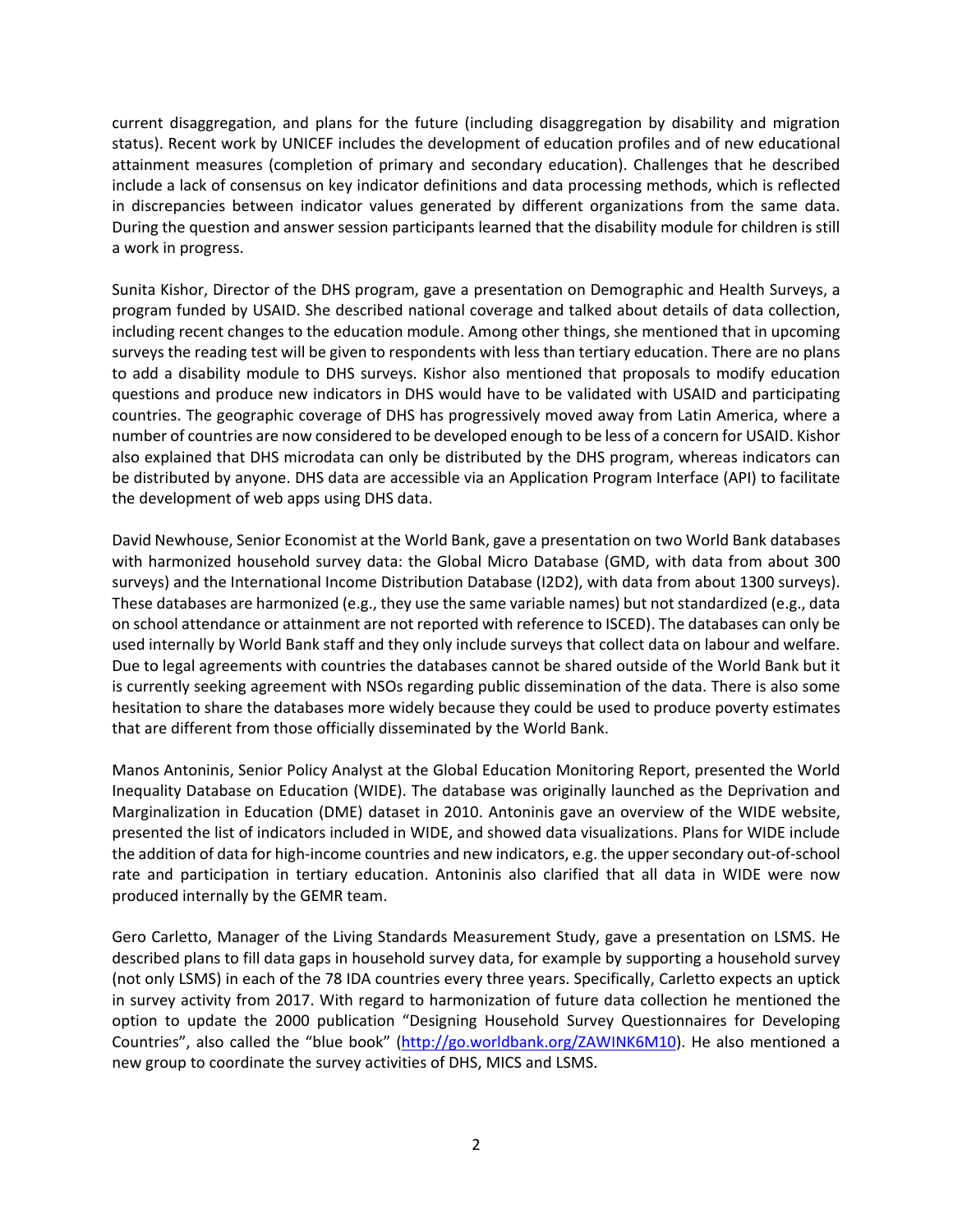current disaggregation, and plans for the future (including disaggregation by disability and migration status). Recent work by UNICEF includes the development of education profiles and of new educational attainment measures (completion of primary and secondary education). Challenges that he described include a lack of consensus on key indicator definitions and data processing methods, which is reflected in discrepancies between indicator values generated by different organizations from the same data. During the question and answer session participants learned that the disability module for children is still a work in progress.

Sunita Kishor, Director of the DHS program, gave a presentation on Demographic and Health Surveys, a program funded by USAID. She described national coverage and talked about details of data collection, including recent changes to the education module. Among other things, she mentioned that in upcoming surveys the reading test will be given to respondents with less than tertiary education. There are no plans to add a disability module to DHS surveys. Kishor also mentioned that proposals to modify education questions and produce new indicators in DHS would have to be validated with USAID and participating countries. The geographic coverage of DHS has progressively moved away from Latin America, where a number of countries are now considered to be developed enough to be less of a concern for USAID. Kishor also explained that DHS microdata can only be distributed by the DHS program, whereas indicators can be distributed by anyone. DHS data are accessible via an Application Program Interface (API) to facilitate the development of web apps using DHS data.

David Newhouse, Senior Economist at the World Bank, gave a presentation on two World Bank databases with harmonized household survey data: the Global Micro Database (GMD, with data from about 300 surveys) and the International Income Distribution Database (I2D2), with data from about 1300 surveys). These databases are harmonized (e.g., they use the same variable names) but not standardized (e.g., data on school attendance or attainment are not reported with reference to ISCED). The databases can only be used internally by World Bank staff and they only include surveys that collect data on labour and welfare. Due to legal agreements with countries the databases cannot be shared outside of the World Bank but it is currently seeking agreement with NSOs regarding public dissemination of the data. There is also some hesitation to share the databases more widely because they could be used to produce poverty estimates that are different from those officially disseminated by the World Bank.

Manos Antoninis, Senior Policy Analyst at the Global Education Monitoring Report, presented the World Inequality Database on Education (WIDE). The database was originally launched as the Deprivation and Marginalization in Education (DME) dataset in 2010. Antoninis gave an overview of the WIDE website, presented the list of indicators included in WIDE, and showed data visualizations. Plans for WIDE include the addition of data for high-income countries and new indicators, e.g. the upper secondary out-of-school rate and participation in tertiary education. Antoninis also clarified that all data in WIDE were now produced internally by the GEMR team.

Gero Carletto, Manager of the Living Standards Measurement Study, gave a presentation on LSMS. He described plans to fill data gaps in household survey data, for example by supporting a household survey (not only LSMS) in each of the 78 IDA countries every three years. Specifically, Carletto expects an uptick in survey activity from 2017. With regard to harmonization of future data collection he mentioned the option to update the 2000 publication "Designing Household Survey Questionnaires for Developing Countries", also called the "blue book" (http://go.worldbank.org/ZAWINK6M10). He also mentioned a new group to coordinate the survey activities of DHS, MICS and LSMS.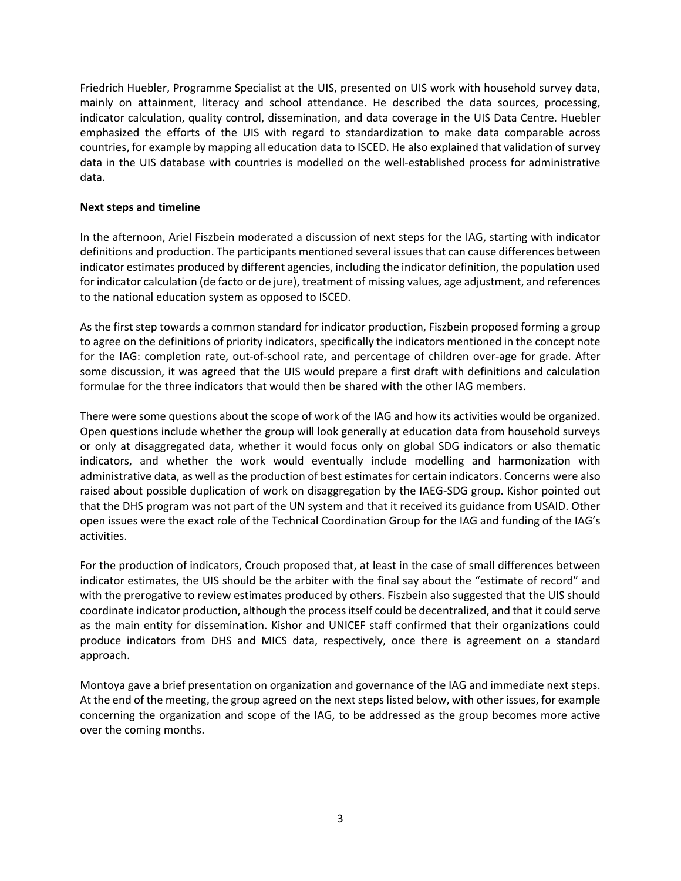Friedrich Huebler, Programme Specialist at the UIS, presented on UIS work with household survey data, mainly on attainment, literacy and school attendance. He described the data sources, processing, indicator calculation, quality control, dissemination, and data coverage in the UIS Data Centre. Huebler emphasized the efforts of the UIS with regard to standardization to make data comparable across countries, for example by mapping all education data to ISCED. He also explained that validation of survey data in the UIS database with countries is modelled on the well-established process for administrative data.

**Next steps and timeline**

In the afternoon, Ariel Fiszbein moderated a discussion of next steps for the IAG, starting with indicator definitions and production. The participants mentioned several issues that can cause differences between indicator estimates produced by different agencies, including the indicator definition, the population used for indicator calculation (de facto or de jure), treatment of missing values, age adjustment, and references to the national education system as opposed to ISCED.

As the first step towards a common standard for indicator production, Fiszbein proposed forming a group to agree on the definitions of priority indicators, specifically the indicators mentioned in the concept note for the IAG: completion rate, out-of-school rate, and percentage of children over-age for grade. After some discussion, it was agreed that the UIS would prepare a first draft with definitions and calculation formulae for the three indicators that would then be shared with the other IAG members.

There were some questions about the scope of work of the IAG and how its activities would be organized. Open questions include whether the group will look generally at education data from household surveys or only at disaggregated data, whether it would focus only on global SDG indicators or also thematic indicators, and whether the work would eventually include modelling and harmonization with administrative data, as well as the production of best estimates for certain indicators. Concerns were also raised about possible duplication of work on disaggregation by the IAEG-SDG group. Kishor pointed out that the DHS program was not part of the UN system and that it received its guidance from USAID. Other open issues were the exact role of the Technical Coordination Group for the IAG and funding of the IAG's activities.

For the production of indicators, Crouch proposed that, at least in the case of small differences between indicator estimates, the UIS should be the arbiter with the final say about the "estimate of record" and with the prerogative to review estimates produced by others. Fiszbein also suggested that the UIS should coordinate indicator production, although the process itself could be decentralized, and that it could serve as the main entity for dissemination. Kishor and UNICEF staff confirmed that their organizations could produce indicators from DHS and MICS data, respectively, once there is agreement on a standard approach.

Montoya gave a brief presentation on organization and governance of the IAG and immediate next steps. At the end of the meeting, the group agreed on the next steps listed below, with other issues, for example concerning the organization and scope of the IAG, to be addressed as the group becomes more active over the coming months.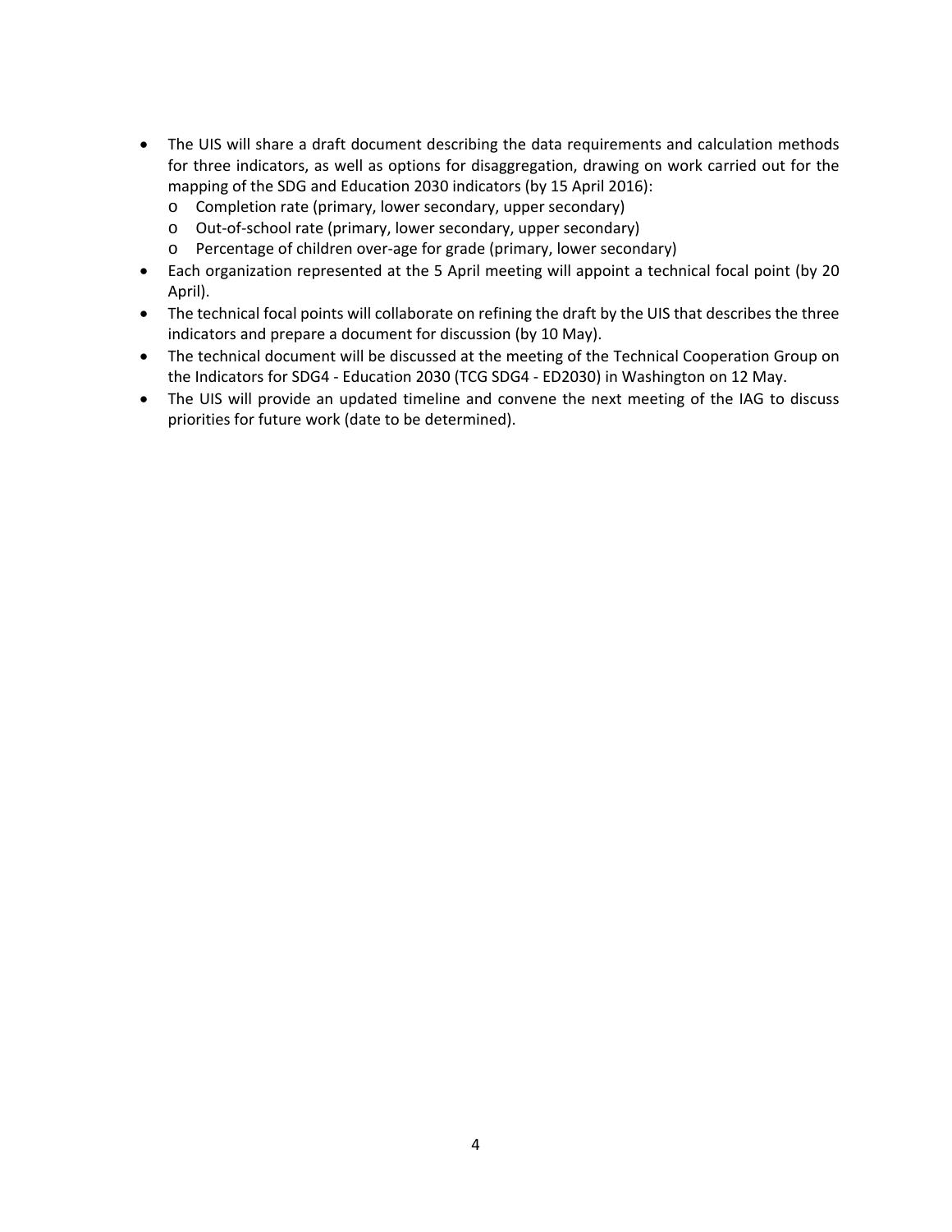- The UIS will share a draft document describing the data requirements and calculation methods for three indicators, as well as options for disaggregation, drawing on work carried out for the mapping of the SDG and Education 2030 indicators (by 15 April 2016):
  - Completion rate (primary, lower secondary, upper secondary)
  - Out-of-school rate (primary, lower secondary, upper secondary)
  - Percentage of children over-age for grade (primary, lower secondary)
- Each organization represented at the 5 April meeting will appoint a technical focal point (by 20 April).
- The technical focal points will collaborate on refining the draft by the UIS that describes the three indicators and prepare a document for discussion (by 10 May).
- The technical document will be discussed at the meeting of the Technical Cooperation Group on the Indicators for SDG4 - Education 2030 (TCG SDG4 - ED2030) in Washington on 12 May.
- The UIS will provide an updated timeline and convene the next meeting of the IAG to discuss priorities for future work (date to be determined).